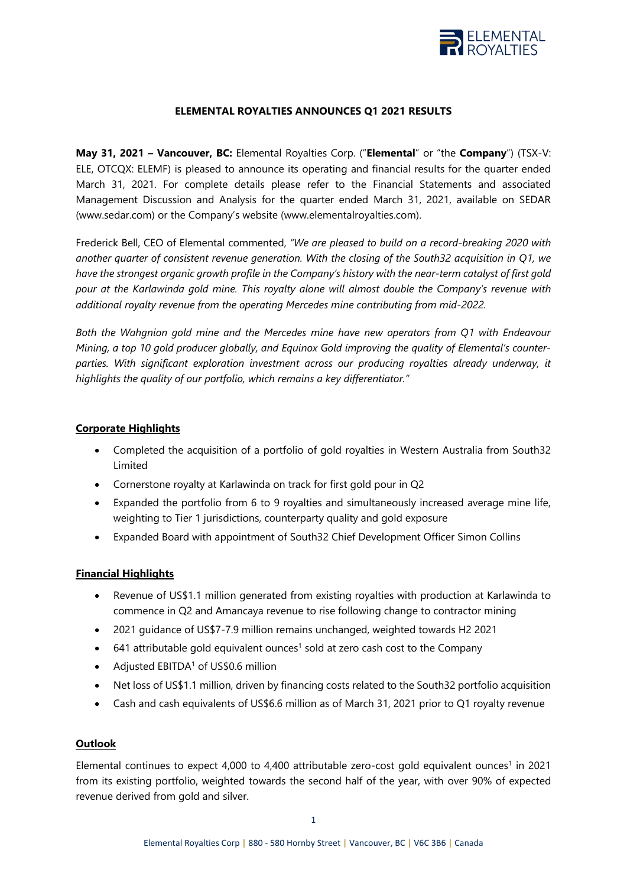# ELEMENTAL ROYALTIES ANNOUNCES Q1 2021 RESULTS

**May 31, 2021 – Vancouver, BC:** Elemental Royalties Corp. ("**Elemental**" or "the **Company**") (TSX-V: ELE, OTCQX: ELEMF) is pleased to announce its operating and financial results for the quarter ended March 31, 2021. For complete details please refer to the Financial Statements and associated Management Discussion and Analysis for the quarter ended March 31, 2021, available on SEDAR (www.sedar.com) or the Company's website (www.elementalroyalties.com).

Frederick Bell, CEO of Elemental commented, *"We are pleased to build on a record-breaking 2020 with another quarter of consistent revenue generation. With the closing of the South32 acquisition in Q1, we have the strongest organic growth profile in the Company's history with the near-term catalyst of first gold pour at the Karlawinda gold mine. This royalty alone will almost double the Company's revenue with additional royalty revenue from the operating Mercedes mine contributing from mid-2022.*

*Both the Wahgnion gold mine and the Mercedes mine have new operators from Q1 with Endeavour Mining, a top 10 gold producer globally, and Equinox Gold improving the quality of Elemental's counter-parties. With significant exploration investment across our producing royalties already underway, it highlights the quality of our portfolio, which remains a key differentiator."*

## Corporate Highlights

- Completed the acquisition of a portfolio of gold royalties in Western Australia from South32 Limited
- Cornerstone royalty at Karlawinda on track for first gold pour in Q2
- Expanded the portfolio from 6 to 9 royalties and simultaneously increased average mine life, weighting to Tier 1 jurisdictions, counterparty quality and gold exposure
- Expanded Board with appointment of South32 Chief Development Officer Simon Collins

## Financial Highlights

- Revenue of US$1.1 million generated from existing royalties with production at Karlawinda to commence in Q2 and Amancaya revenue to rise following change to contractor mining
- 2021 guidance of US$7-7.9 million remains unchanged, weighted towards H2 2021
- 641 attributable gold equivalent ounces[1] sold at zero cash cost to the Company
- Adjusted EBITDA[1] of US$0.6 million
- Net loss of US$1.1 million, driven by financing costs related to the South32 portfolio acquisition
- Cash and cash equivalents of US$6.6 million as of March 31, 2021 prior to Q1 royalty revenue

## Outlook

Elemental continues to expect 4,000 to 4,400 attributable zero-cost gold equivalent ounces[1] in 2021 from its existing portfolio, weighted towards the second half of the year, with over 90% of expected revenue derived from gold and silver.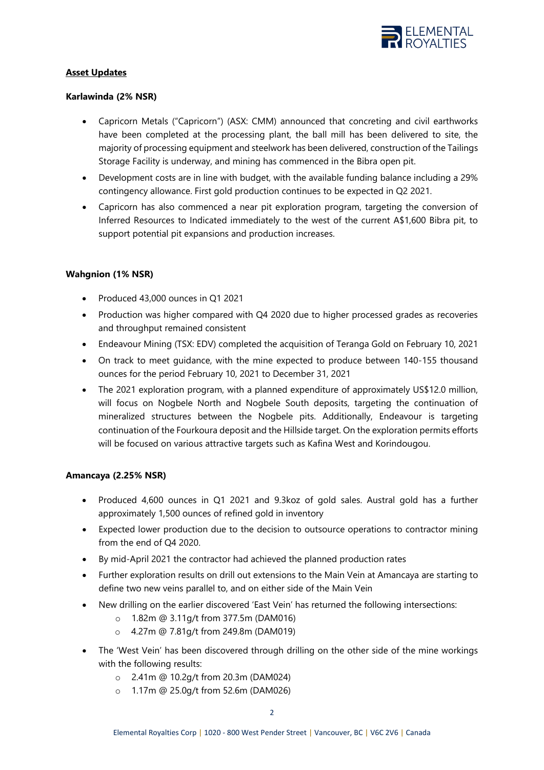## **Asset Updates**

### Karlawinda (2% NSR)

- Capricorn Metals ("Capricorn") (ASX: CMM) announced that concreting and civil earthworks have been completed at the processing plant, the ball mill has been delivered to site, the majority of processing equipment and steelwork has been delivered, construction of the Tailings Storage Facility is underway, and mining has commenced in the Bibra open pit.
- Development costs are in line with budget, with the available funding balance including a 29% contingency allowance. First gold production continues to be expected in Q2 2021.
- Capricorn has also commenced a near pit exploration program, targeting the conversion of Inferred Resources to Indicated immediately to the west of the current A$1,600 Bibra pit, to support potential pit expansions and production increases.

### Wahgnion (1% NSR)

- Produced 43,000 ounces in Q1 2021
- Production was higher compared with Q4 2020 due to higher processed grades as recoveries and throughput remained consistent
- Endeavour Mining (TSX: EDV) completed the acquisition of Teranga Gold on February 10, 2021
- On track to meet guidance, with the mine expected to produce between 140-155 thousand ounces for the period February 10, 2021 to December 31, 2021
- The 2021 exploration program, with a planned expenditure of approximately US$12.0 million, will focus on Nogbele North and Nogbele South deposits, targeting the continuation of mineralized structures between the Nogbele pits. Additionally, Endeavour is targeting continuation of the Fourkoura deposit and the Hillside target. On the exploration permits efforts will be focused on various attractive targets such as Kafina West and Korindougou.

### Amancaya (2.25% NSR)

- Produced 4,600 ounces in Q1 2021 and 9.3koz of gold sales. Austral gold has a further approximately 1,500 ounces of refined gold in inventory
- Expected lower production due to the decision to outsource operations to contractor mining from the end of Q4 2020.
- By mid-April 2021 the contractor had achieved the planned production rates
- Further exploration results on drill out extensions to the Main Vein at Amancaya are starting to define two new veins parallel to, and on either side of the Main Vein
- New drilling on the earlier discovered 'East Vein' has returned the following intersections:
  - 1.82m @ 3.11g/t from 377.5m (DAM016)
  - 4.27m @ 7.81g/t from 249.8m (DAM019)
- The 'West Vein' has been discovered through drilling on the other side of the mine workings with the following results:
  - 2.41m @ 10.2g/t from 20.3m (DAM024)
  - 1.17m @ 25.0g/t from 52.6m (DAM026)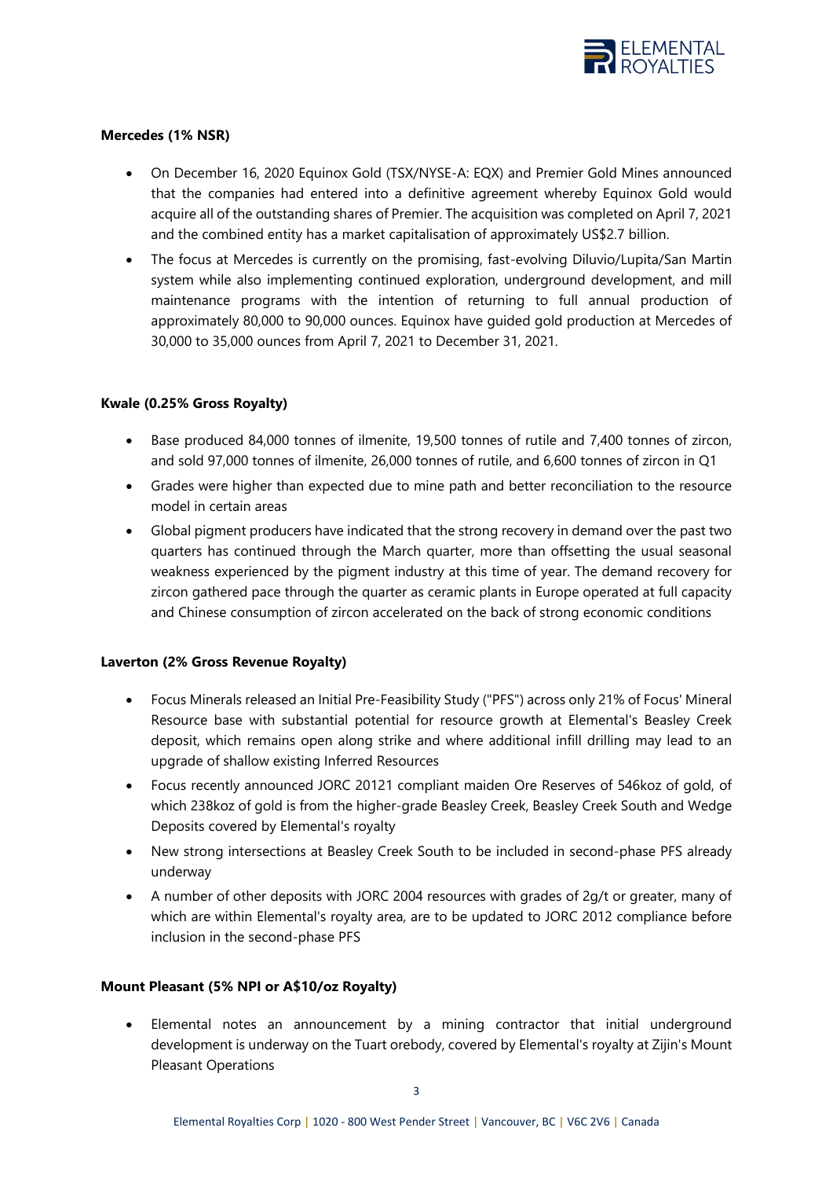**Mercedes (1% NSR)**

- On December 16, 2020 Equinox Gold (TSX/NYSE-A: EQX) and Premier Gold Mines announced that the companies had entered into a definitive agreement whereby Equinox Gold would acquire all of the outstanding shares of Premier. The acquisition was completed on April 7, 2021 and the combined entity has a market capitalisation of approximately US$2.7 billion.
- The focus at Mercedes is currently on the promising, fast-evolving Diluvio/Lupita/San Martin system while also implementing continued exploration, underground development, and mill maintenance programs with the intention of returning to full annual production of approximately 80,000 to 90,000 ounces. Equinox have guided gold production at Mercedes of 30,000 to 35,000 ounces from April 7, 2021 to December 31, 2021.

**Kwale (0.25% Gross Royalty)**

- Base produced 84,000 tonnes of ilmenite, 19,500 tonnes of rutile and 7,400 tonnes of zircon, and sold 97,000 tonnes of ilmenite, 26,000 tonnes of rutile, and 6,600 tonnes of zircon in Q1
- Grades were higher than expected due to mine path and better reconciliation to the resource model in certain areas
- Global pigment producers have indicated that the strong recovery in demand over the past two quarters has continued through the March quarter, more than offsetting the usual seasonal weakness experienced by the pigment industry at this time of year. The demand recovery for zircon gathered pace through the quarter as ceramic plants in Europe operated at full capacity and Chinese consumption of zircon accelerated on the back of strong economic conditions

**Laverton (2% Gross Revenue Royalty)**

- Focus Minerals released an Initial Pre-Feasibility Study ("PFS") across only 21% of Focus' Mineral Resource base with substantial potential for resource growth at Elemental's Beasley Creek deposit, which remains open along strike and where additional infill drilling may lead to an upgrade of shallow existing Inferred Resources
- Focus recently announced JORC 20121 compliant maiden Ore Reserves of 546koz of gold, of which 238koz of gold is from the higher-grade Beasley Creek, Beasley Creek South and Wedge Deposits covered by Elemental's royalty
- New strong intersections at Beasley Creek South to be included in second-phase PFS already underway
- A number of other deposits with JORC 2004 resources with grades of 2g/t or greater, many of which are within Elemental's royalty area, are to be updated to JORC 2012 compliance before inclusion in the second-phase PFS

**Mount Pleasant (5% NPI or A$10/oz Royalty)**

- Elemental notes an announcement by a mining contractor that initial underground development is underway on the Tuart orebody, covered by Elemental's royalty at Zijin's Mount Pleasant Operations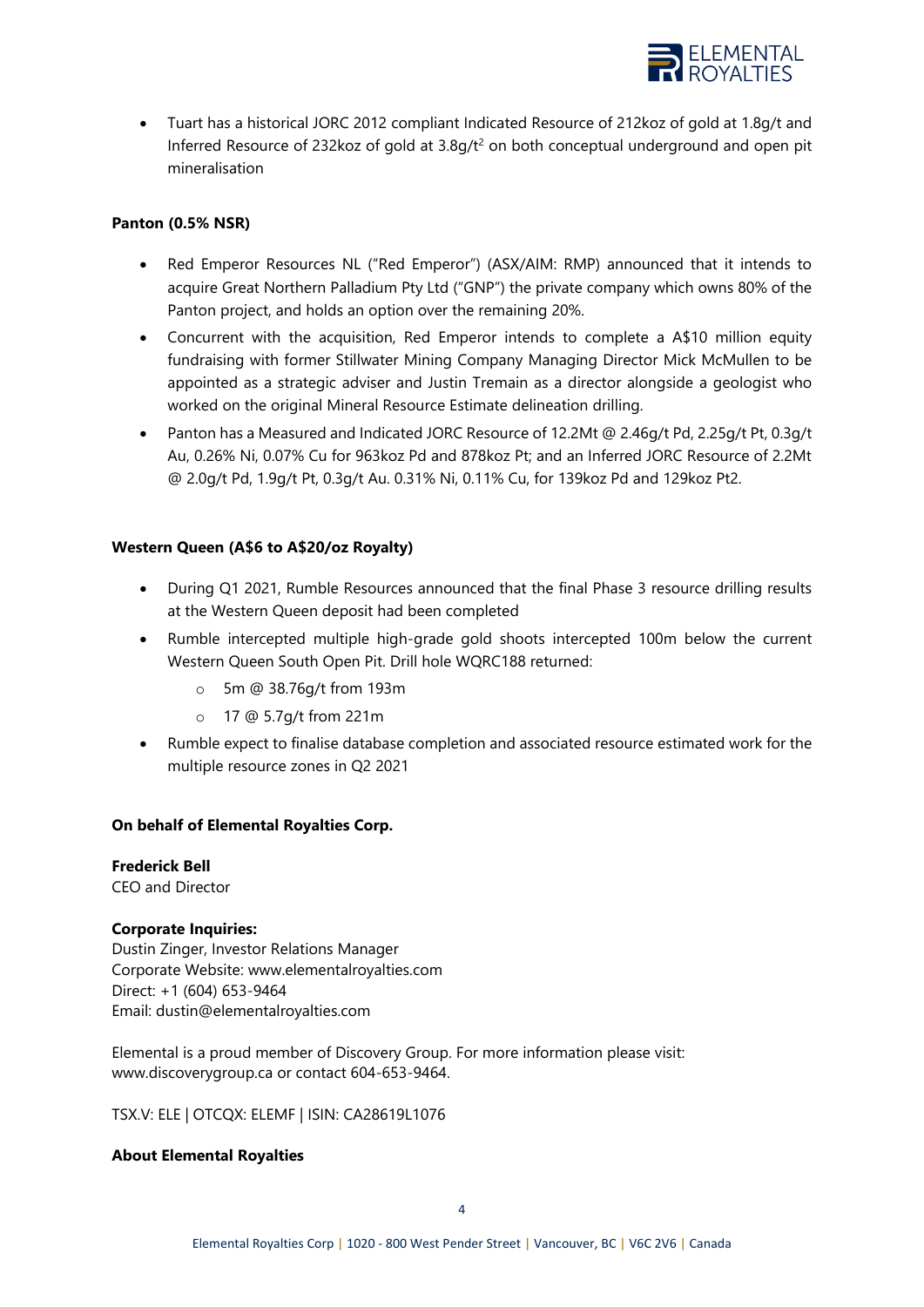- Tuart has a historical JORC 2012 compliant Indicated Resource of 212koz of gold at 1.8g/t and Inferred Resource of 232koz of gold at 3.8g/t[2] on both conceptual underground and open pit mineralisation

**Panton (0.5% NSR)**

- Red Emperor Resources NL ("Red Emperor") (ASX/AIM: RMP) announced that it intends to acquire Great Northern Palladium Pty Ltd ("GNP") the private company which owns 80% of the Panton project, and holds an option over the remaining 20%.
- Concurrent with the acquisition, Red Emperor intends to complete a A$10 million equity fundraising with former Stillwater Mining Company Managing Director Mick McMullen to be appointed as a strategic adviser and Justin Tremain as a director alongside a geologist who worked on the original Mineral Resource Estimate delineation drilling.
- Panton has a Measured and Indicated JORC Resource of 12.2Mt @ 2.46g/t Pd, 2.25g/t Pt, 0.3g/t Au, 0.26% Ni, 0.07% Cu for 963koz Pd and 878koz Pt; and an Inferred JORC Resource of 2.2Mt @ 2.0g/t Pd, 1.9g/t Pt, 0.3g/t Au. 0.31% Ni, 0.11% Cu, for 139koz Pd and 129koz Pt2.

**Western Queen (A$6 to A$20/oz Royalty)**

- During Q1 2021, Rumble Resources announced that the final Phase 3 resource drilling results at the Western Queen deposit had been completed
- Rumble intercepted multiple high-grade gold shoots intercepted 100m below the current Western Queen South Open Pit. Drill hole WQRC188 returned:
  - 5m @ 38.76g/t from 193m
  - 17 @ 5.7g/t from 221m
- Rumble expect to finalise database completion and associated resource estimated work for the multiple resource zones in Q2 2021

**On behalf of Elemental Royalties Corp.**

**Frederick Bell**
CEO and Director

**Corporate Inquiries:**
Dustin Zinger, Investor Relations Manager
Corporate Website: www.elementalroyalties.com
Direct: +1 (604) 653-9464
Email: dustin@elementalroyalties.com

Elemental is a proud member of Discovery Group. For more information please visit: www.discoverygroup.ca or contact 604-653-9464.

TSX.V: ELE | OTCQX: ELEMF | ISIN: CA28619L1076

**About Elemental Royalties**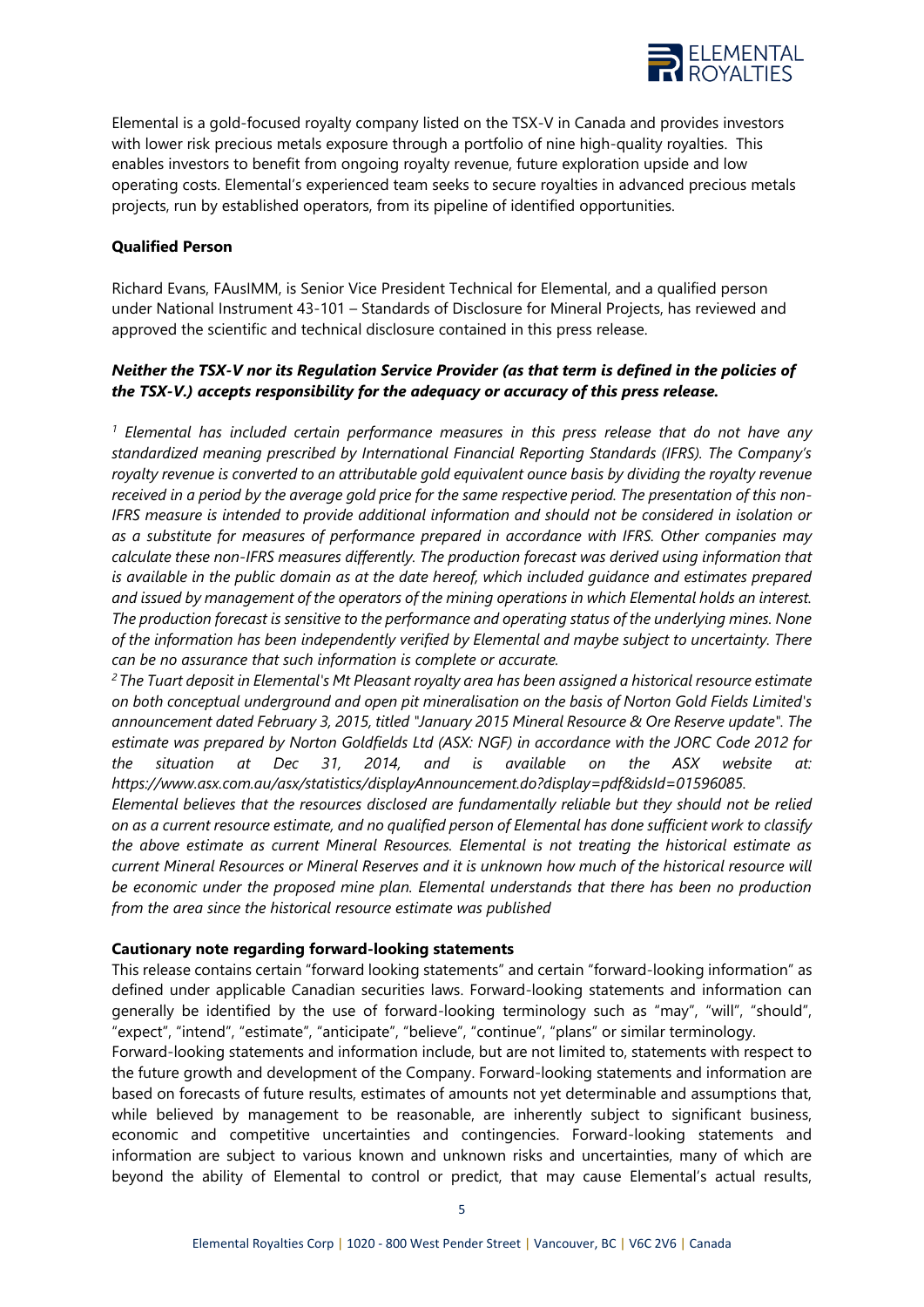Elemental is a gold-focused royalty company listed on the TSX-V in Canada and provides investors with lower risk precious metals exposure through a portfolio of nine high-quality royalties. This enables investors to benefit from ongoing royalty revenue, future exploration upside and low operating costs. Elemental's experienced team seeks to secure royalties in advanced precious metals projects, run by established operators, from its pipeline of identified opportunities.

**Qualified Person**

Richard Evans, FAusIMM, is Senior Vice President Technical for Elemental, and a qualified person under National Instrument 43-101 – Standards of Disclosure for Mineral Projects, has reviewed and approved the scientific and technical disclosure contained in this press release.

***Neither the TSX-V nor its Regulation Service Provider (as that term is defined in the policies of the TSX-V.) accepts responsibility for the adequacy or accuracy of this press release.***

*[1] Elemental has included certain performance measures in this press release that do not have any standardized meaning prescribed by International Financial Reporting Standards (IFRS). The Company's royalty revenue is converted to an attributable gold equivalent ounce basis by dividing the royalty revenue received in a period by the average gold price for the same respective period. The presentation of this non-IFRS measure is intended to provide additional information and should not be considered in isolation or as a substitute for measures of performance prepared in accordance with IFRS. Other companies may calculate these non-IFRS measures differently. The production forecast was derived using information that is available in the public domain as at the date hereof, which included guidance and estimates prepared and issued by management of the operators of the mining operations in which Elemental holds an interest. The production forecast is sensitive to the performance and operating status of the underlying mines. None of the information has been independently verified by Elemental and maybe subject to uncertainty. There can be no assurance that such information is complete or accurate.*

*[2] The Tuart deposit in Elemental's Mt Pleasant royalty area has been assigned a historical resource estimate on both conceptual underground and open pit mineralisation on the basis of Norton Gold Fields Limited's announcement dated February 3, 2015, titled "January 2015 Mineral Resource & Ore Reserve update". The estimate was prepared by Norton Goldfields Ltd (ASX: NGF) in accordance with the JORC Code 2012 for the situation at Dec 31, 2014, and is available on the ASX website at: https://www.asx.com.au/asx/statistics/displayAnnouncement.do?display=pdf&idsId=01596085.*

*Elemental believes that the resources disclosed are fundamentally reliable but they should not be relied on as a current resource estimate, and no qualified person of Elemental has done sufficient work to classify the above estimate as current Mineral Resources. Elemental is not treating the historical estimate as current Mineral Resources or Mineral Reserves and it is unknown how much of the historical resource will be economic under the proposed mine plan. Elemental understands that there has been no production from the area since the historical resource estimate was published*

**Cautionary note regarding forward-looking statements**

This release contains certain "forward looking statements" and certain "forward-looking information" as defined under applicable Canadian securities laws. Forward-looking statements and information can generally be identified by the use of forward-looking terminology such as "may", "will", "should", "expect", "intend", "estimate", "anticipate", "believe", "continue", "plans" or similar terminology.

Forward-looking statements and information include, but are not limited to, statements with respect to the future growth and development of the Company. Forward-looking statements and information are based on forecasts of future results, estimates of amounts not yet determinable and assumptions that, while believed by management to be reasonable, are inherently subject to significant business, economic and competitive uncertainties and contingencies. Forward-looking statements and information are subject to various known and unknown risks and uncertainties, many of which are beyond the ability of Elemental to control or predict, that may cause Elemental's actual results,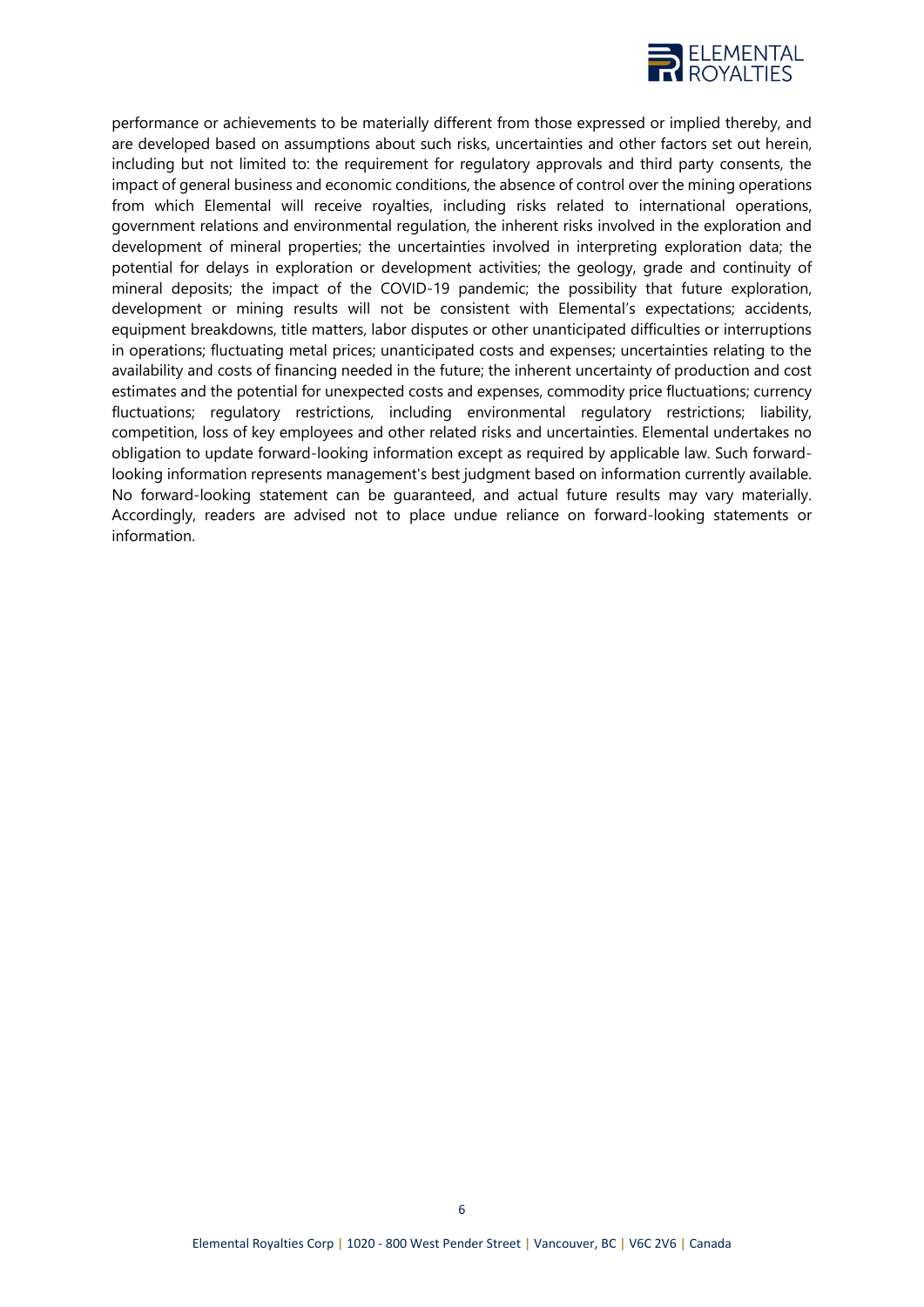performance or achievements to be materially different from those expressed or implied thereby, and are developed based on assumptions about such risks, uncertainties and other factors set out herein, including but not limited to: the requirement for regulatory approvals and third party consents, the impact of general business and economic conditions, the absence of control over the mining operations from which Elemental will receive royalties, including risks related to international operations, government relations and environmental regulation, the inherent risks involved in the exploration and development of mineral properties; the uncertainties involved in interpreting exploration data; the potential for delays in exploration or development activities; the geology, grade and continuity of mineral deposits; the impact of the COVID-19 pandemic; the possibility that future exploration, development or mining results will not be consistent with Elemental's expectations; accidents, equipment breakdowns, title matters, labor disputes or other unanticipated difficulties or interruptions in operations; fluctuating metal prices; unanticipated costs and expenses; uncertainties relating to the availability and costs of financing needed in the future; the inherent uncertainty of production and cost estimates and the potential for unexpected costs and expenses, commodity price fluctuations; currency fluctuations; regulatory restrictions, including environmental regulatory restrictions; liability, competition, loss of key employees and other related risks and uncertainties. Elemental undertakes no obligation to update forward-looking information except as required by applicable law. Such forward-looking information represents management's best judgment based on information currently available. No forward-looking statement can be guaranteed, and actual future results may vary materially. Accordingly, readers are advised not to place undue reliance on forward-looking statements or information.